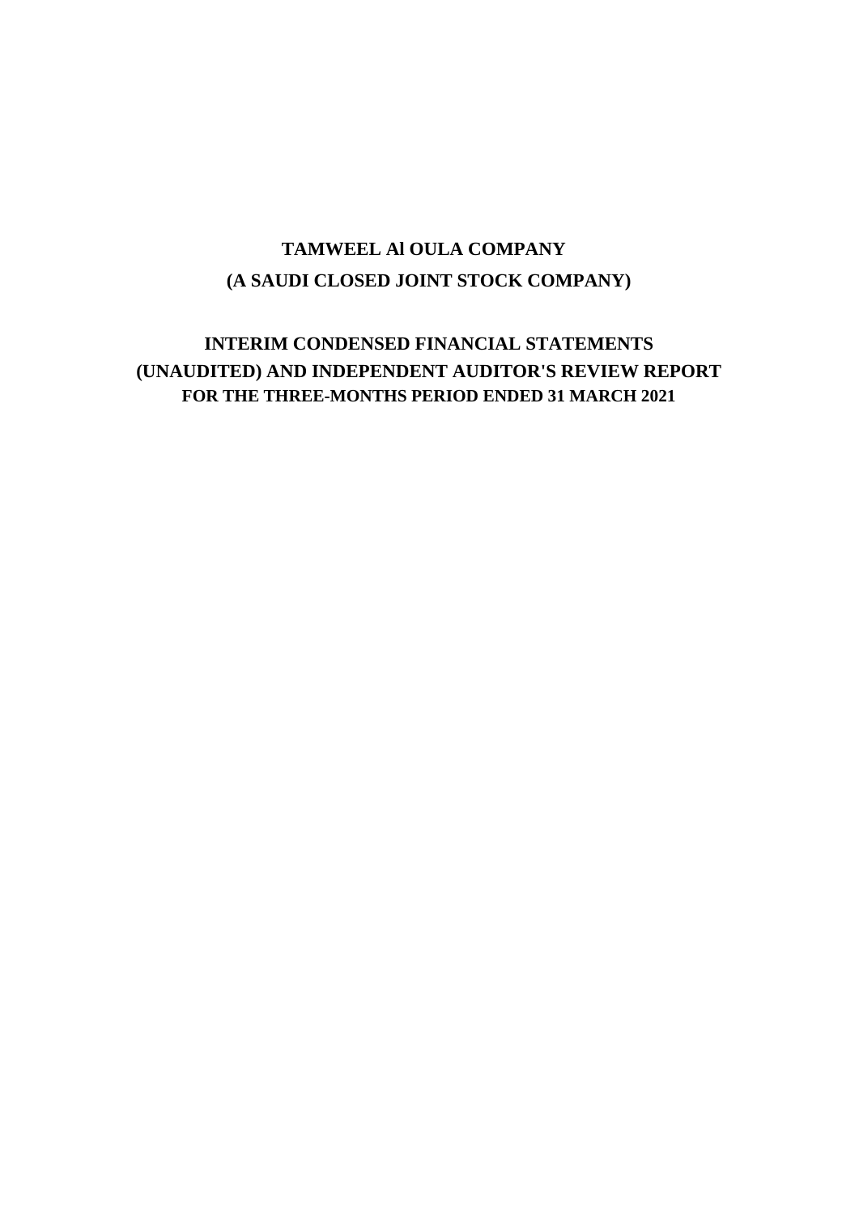# TAMWEEL Al OULA COMPANY

## (A SAUDI CLOSED JOINT STOCK COMPANY)

## INTERIM CONDENSED FINANCIAL STATEMENTS (UNAUDITED) AND INDEPENDENT AUDITOR'S REVIEW REPORT

### FOR THE THREE-MONTHS PERIOD ENDED 31 MARCH 2021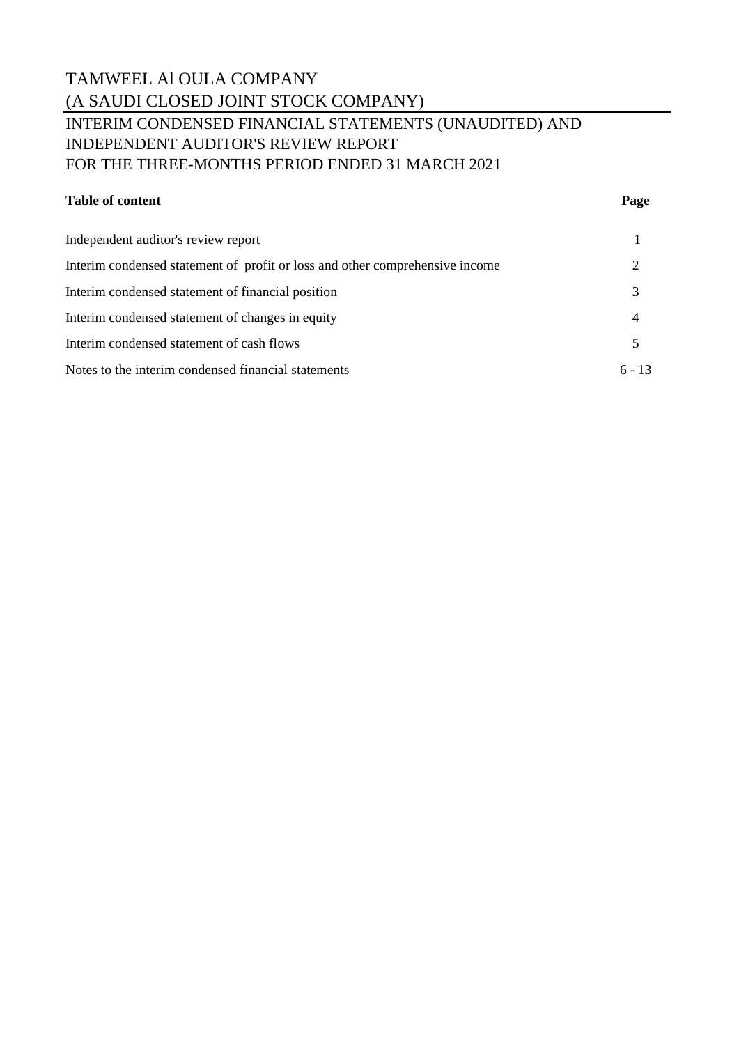# TAMWEEL Al OULA COMPANY

## (A SAUDI CLOSED JOINT STOCK COMPANY)

## INTERIM CONDENSED FINANCIAL STATEMENTS (UNAUDITED) AND INDEPENDENT AUDITOR'S REVIEW REPORT

## FOR THE THREE-MONTHS PERIOD ENDED 31 MARCH 2021

| **Table of content** | **Page** |
| --- | --- |
| Independent auditor's review report | 1 |
| Interim condensed statement of profit or loss and other comprehensive income | 2 |
| Interim condensed statement of financial position | 3 |
| Interim condensed statement of changes in equity | 4 |
| Interim condensed statement of cash flows | 5 |
| Notes to the interim condensed financial statements | 6 - 13 |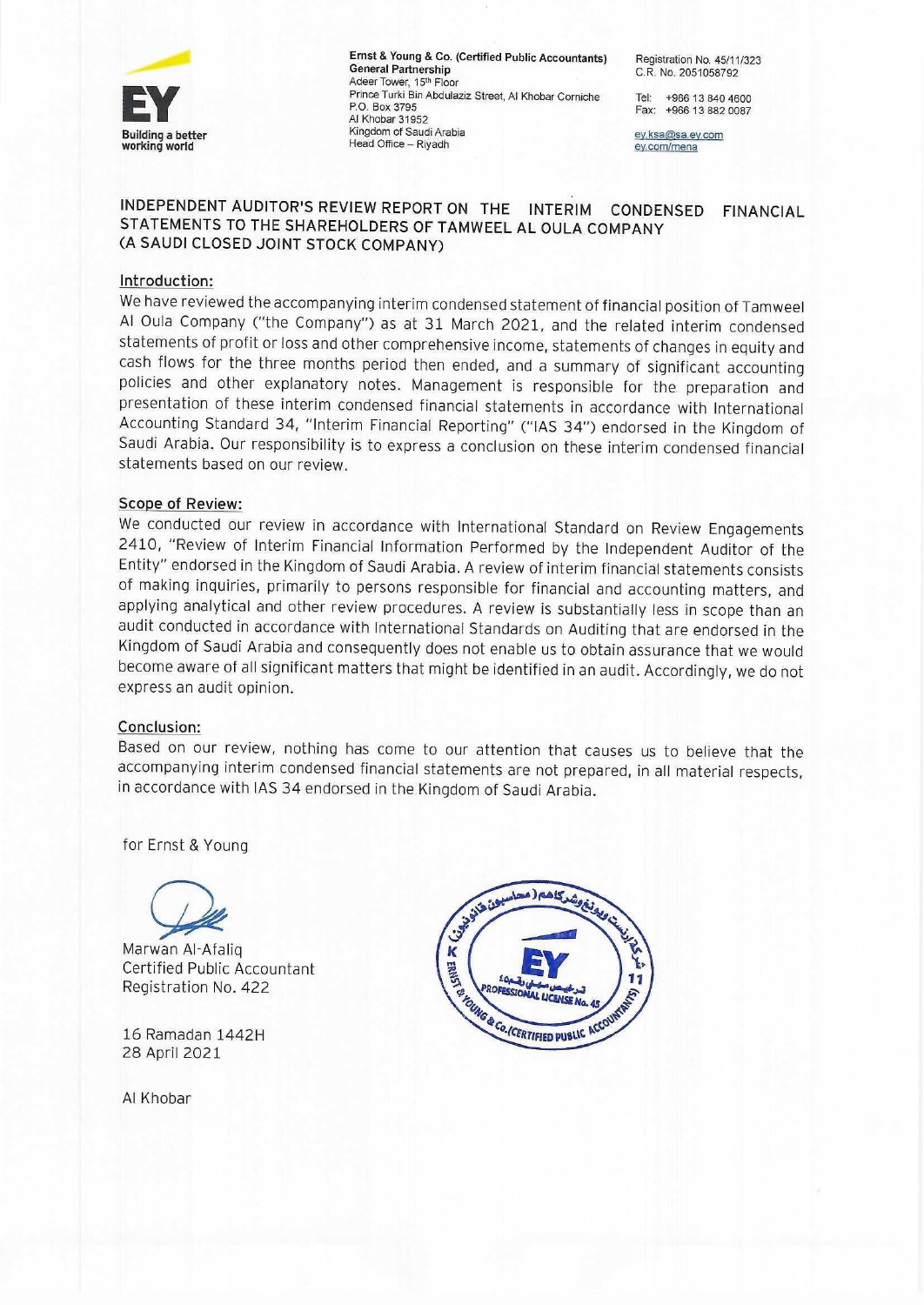**Ernst & Young & Co. (Certified Public Accountants)**
**General Partnership**
Adeer Tower, 15th Floor
Prince Turki Bin Abdulaziz Street, Al Khobar Corniche
P.O. Box 3795
Al Khobar 31952
Kingdom of Saudi Arabia
Head Office – Riyadh

Registration No. 45/11/323
C.R. No. 2051058792

Tel: +966 13 840 4600
Fax: +966 13 882 0087

ey.ksa@sa.ey.com
ey.com/mena

## INDEPENDENT AUDITOR'S REVIEW REPORT ON THE INTERIM CONDENSED FINANCIAL STATEMENTS TO THE SHAREHOLDERS OF TAMWEEL AL OULA COMPANY (A SAUDI CLOSED JOINT STOCK COMPANY)

### Introduction:

We have reviewed the accompanying interim condensed statement of financial position of Tamweel Al Oula Company ("the Company") as at 31 March 2021, and the related interim condensed statements of profit or loss and other comprehensive income, statements of changes in equity and cash flows for the three months period then ended, and a summary of significant accounting policies and other explanatory notes. Management is responsible for the preparation and presentation of these interim condensed financial statements in accordance with International Accounting Standard 34, "Interim Financial Reporting" ("IAS 34") endorsed in the Kingdom of Saudi Arabia. Our responsibility is to express a conclusion on these interim condensed financial statements based on our review.

### Scope of Review:

We conducted our review in accordance with International Standard on Review Engagements 2410, "Review of Interim Financial Information Performed by the Independent Auditor of the Entity" endorsed in the Kingdom of Saudi Arabia. A review of interim financial statements consists of making inquiries, primarily to persons responsible for financial and accounting matters, and applying analytical and other review procedures. A review is substantially less in scope than an audit conducted in accordance with International Standards on Auditing that are endorsed in the Kingdom of Saudi Arabia and consequently does not enable us to obtain assurance that we would become aware of all significant matters that might be identified in an audit. Accordingly, we do not express an audit opinion.

### Conclusion:

Based on our review, nothing has come to our attention that causes us to believe that the accompanying interim condensed financial statements are not prepared, in all material respects, in accordance with IAS 34 endorsed in the Kingdom of Saudi Arabia.

for Ernst & Young

Marwan Al-Afaliq
Certified Public Accountant
Registration No. 422

16 Ramadan 1442H
28 April 2021

Al Khobar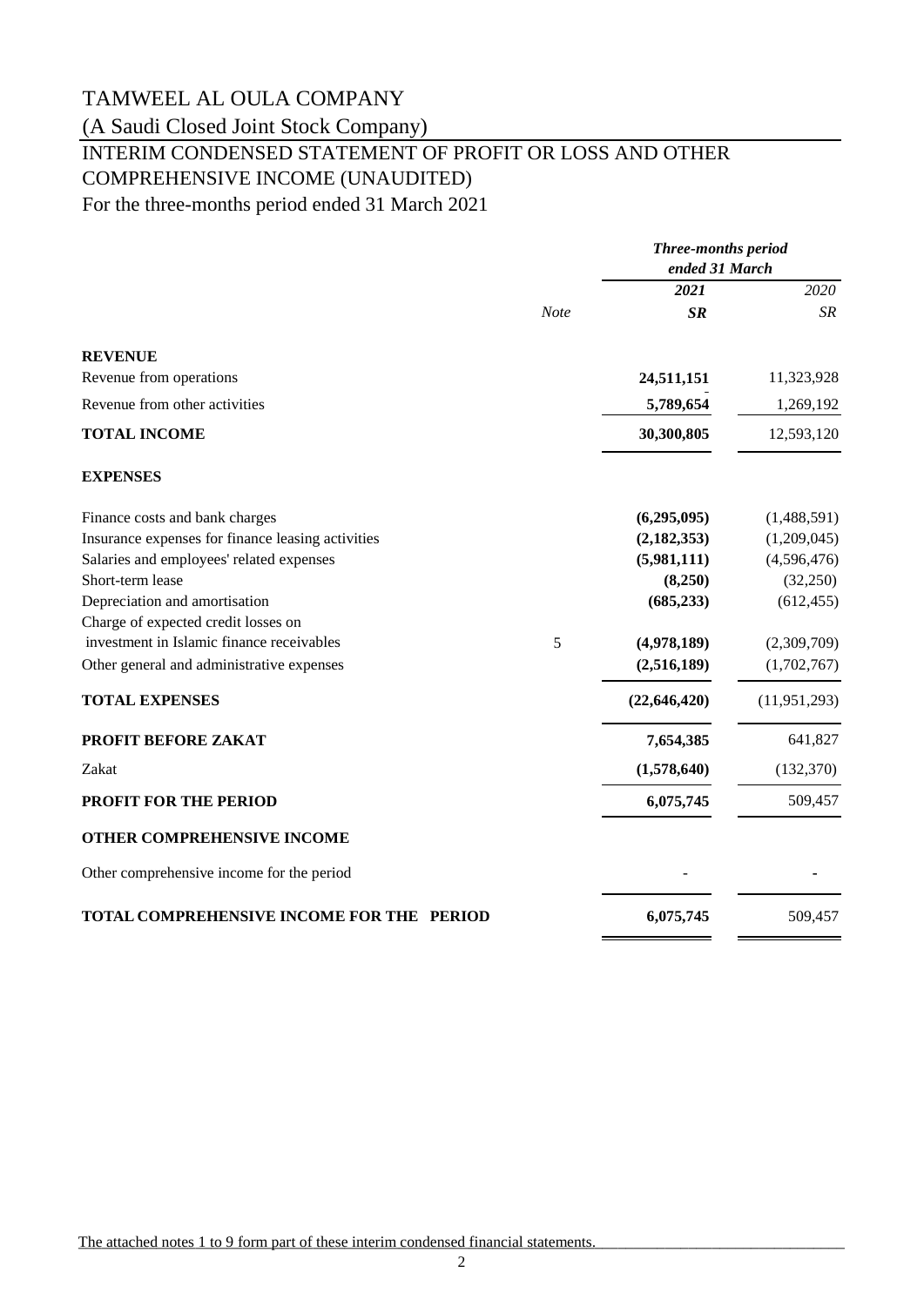# TAMWEEL AL OULA COMPANY

(A Saudi Closed Joint Stock Company)

## INTERIM CONDENSED STATEMENT OF PROFIT OR LOSS AND OTHER COMPREHENSIVE INCOME (UNAUDITED)

For the three-months period ended 31 March 2021

| | *Note* | ***Three-months period ended 31 March*** | |
|---|---|---|---|
| | | ***2021*** | *2020* |
| | | ***SR*** | *SR* |
| **REVENUE** | | | |
| Revenue from operations | | **24,511,151** | 11,323,928 |
| Revenue from other activities | | **5,789,654** | 1,269,192 |
| **TOTAL INCOME** | | **30,300,805** | 12,593,120 |
| **EXPENSES** | | | |
| Finance costs and bank charges | | **(6,295,095)** | (1,488,591) |
| Insurance expenses for finance leasing activities | | **(2,182,353)** | (1,209,045) |
| Salaries and employees' related expenses | | **(5,981,111)** | (4,596,476) |
| Short-term lease | | **(8,250)** | (32,250) |
| Depreciation and amortisation | | **(685,233)** | (612,455) |
| Charge of expected credit losses on investment in Islamic finance receivables | 5 | **(4,978,189)** | (2,309,709) |
| Other general and administrative expenses | | **(2,516,189)** | (1,702,767) |
| **TOTAL EXPENSES** | | **(22,646,420)** | (11,951,293) |
| **PROFIT BEFORE ZAKAT** | | **7,654,385** | 641,827 |
| Zakat | | **(1,578,640)** | (132,370) |
| **PROFIT FOR THE PERIOD** | | **6,075,745** | 509,457 |
| **OTHER COMPREHENSIVE INCOME** | | | |
| Other comprehensive income for the period | | - | - |
| **TOTAL COMPREHENSIVE INCOME FOR THE PERIOD** | | **6,075,745** | 509,457 |

The attached notes 1 to 9 form part of these interim condensed financial statements.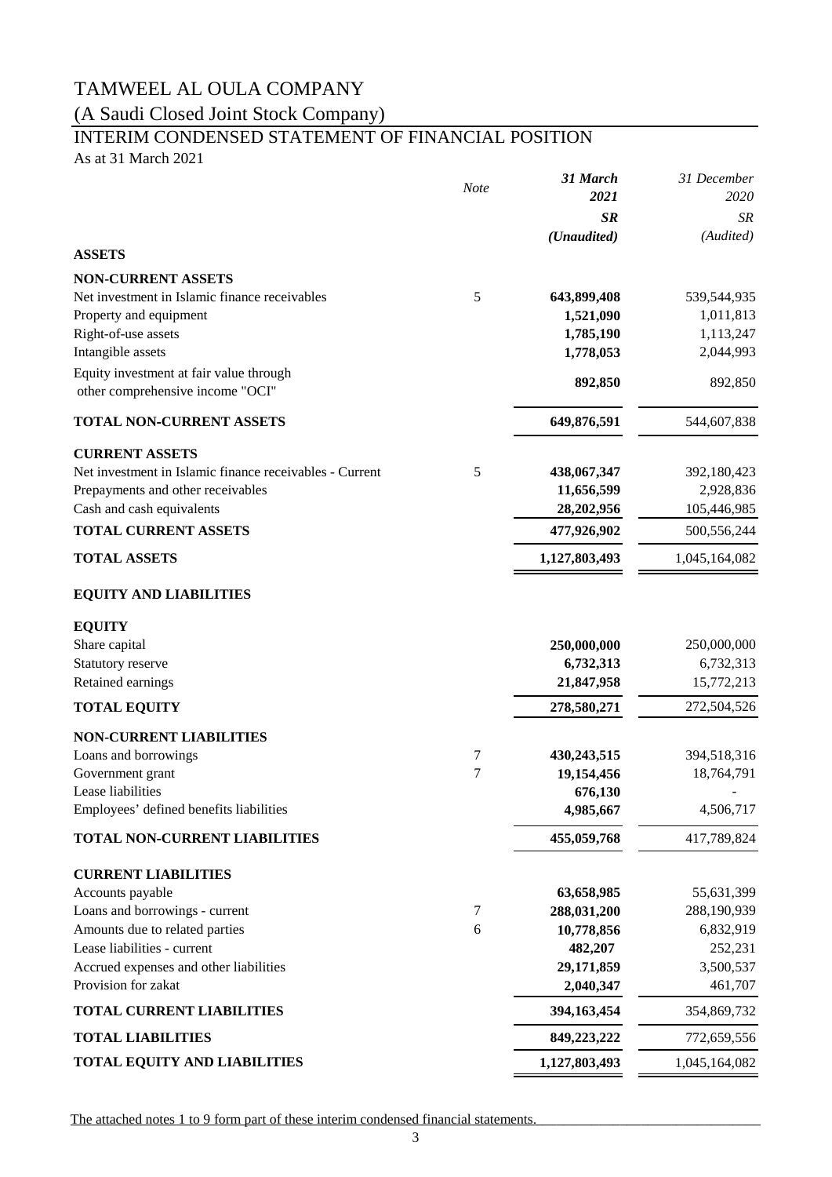# TAMWEEL AL OULA COMPANY

## (A Saudi Closed Joint Stock Company)

## INTERIM CONDENSED STATEMENT OF FINANCIAL POSITION

As at 31 March 2021

| | *Note* | ***31 March 2021*** | *31 December 2020* |
|---|---|---|---|
| | | ***SR*** | *SR* |
| | | ***(Unaudited)*** | *(Audited)* |
| **ASSETS** | | | |
| **NON-CURRENT ASSETS** | | | |
| Net investment in Islamic finance receivables | 5 | **643,899,408** | 539,544,935 |
| Property and equipment | | **1,521,090** | 1,011,813 |
| Right-of-use assets | | **1,785,190** | 1,113,247 |
| Intangible assets | | **1,778,053** | 2,044,993 |
| Equity investment at fair value through other comprehensive income "OCI" | | **892,850** | 892,850 |
| **TOTAL NON-CURRENT ASSETS** | | **649,876,591** | 544,607,838 |
| **CURRENT ASSETS** | | | |
| Net investment in Islamic finance receivables - Current | 5 | **438,067,347** | 392,180,423 |
| Prepayments and other receivables | | **11,656,599** | 2,928,836 |
| Cash and cash equivalents | | **28,202,956** | 105,446,985 |
| **TOTAL CURRENT ASSETS** | | **477,926,902** | 500,556,244 |
| **TOTAL ASSETS** | | **1,127,803,493** | 1,045,164,082 |
| **EQUITY AND LIABILITIES** | | | |
| **EQUITY** | | | |
| Share capital | | **250,000,000** | 250,000,000 |
| Statutory reserve | | **6,732,313** | 6,732,313 |
| Retained earnings | | **21,847,958** | 15,772,213 |
| **TOTAL EQUITY** | | **278,580,271** | 272,504,526 |
| **NON-CURRENT LIABILITIES** | | | |
| Loans and borrowings | 7 | **430,243,515** | 394,518,316 |
| Government grant | 7 | **19,154,456** | 18,764,791 |
| Lease liabilities | | **676,130** | - |
| Employees' defined benefits liabilities | | **4,985,667** | 4,506,717 |
| **TOTAL NON-CURRENT LIABILITIES** | | **455,059,768** | 417,789,824 |
| **CURRENT LIABILITIES** | | | |
| Accounts payable | | **63,658,985** | 55,631,399 |
| Loans and borrowings - current | 7 | **288,031,200** | 288,190,939 |
| Amounts due to related parties | 6 | **10,778,856** | 6,832,919 |
| Lease liabilities - current | | **482,207** | 252,231 |
| Accrued expenses and other liabilities | | **29,171,859** | 3,500,537 |
| Provision for zakat | | **2,040,347** | 461,707 |
| **TOTAL CURRENT LIABILITIES** | | **394,163,454** | 354,869,732 |
| **TOTAL LIABILITIES** | | **849,223,222** | 772,659,556 |
| **TOTAL EQUITY AND LIABILITIES** | | **1,127,803,493** | 1,045,164,082 |

The attached notes 1 to 9 form part of these interim condensed financial statements.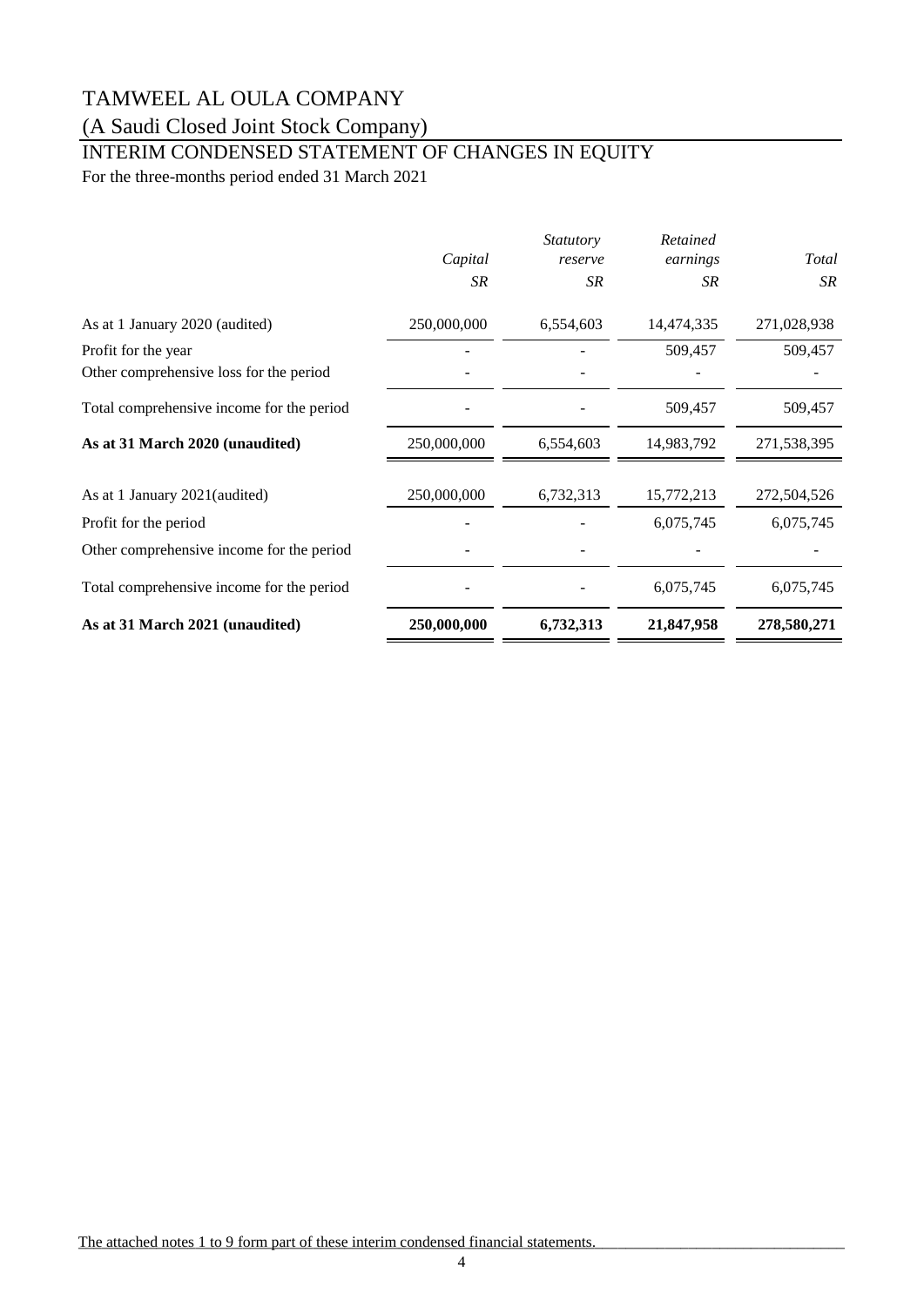# TAMWEEL AL OULA COMPANY

(A Saudi Closed Joint Stock Company)

## INTERIM CONDENSED STATEMENT OF CHANGES IN EQUITY

For the three-months period ended 31 March 2021

| | *Capital* | *Statutory reserve* | *Retained earnings* | *Total* |
|---|---|---|---|---|
| | *SR* | *SR* | *SR* | *SR* |
| As at 1 January 2020 (audited) | 250,000,000 | 6,554,603 | 14,474,335 | 271,028,938 |
| Profit for the year | - | - | 509,457 | 509,457 |
| Other comprehensive loss for the period | - | - | - | - |
| Total comprehensive income for the period | - | - | 509,457 | 509,457 |
| **As at 31 March 2020 (unaudited)** | 250,000,000 | 6,554,603 | 14,983,792 | 271,538,395 |
| As at 1 January 2021(audited) | 250,000,000 | 6,732,313 | 15,772,213 | 272,504,526 |
| Profit for the period | - | - | 6,075,745 | 6,075,745 |
| Other comprehensive income for the period | - | - | - | - |
| Total comprehensive income for the period | - | - | 6,075,745 | 6,075,745 |
| **As at 31 March 2021 (unaudited)** | **250,000,000** | **6,732,313** | **21,847,958** | **278,580,271** |

The attached notes 1 to 9 form part of these interim condensed financial statements.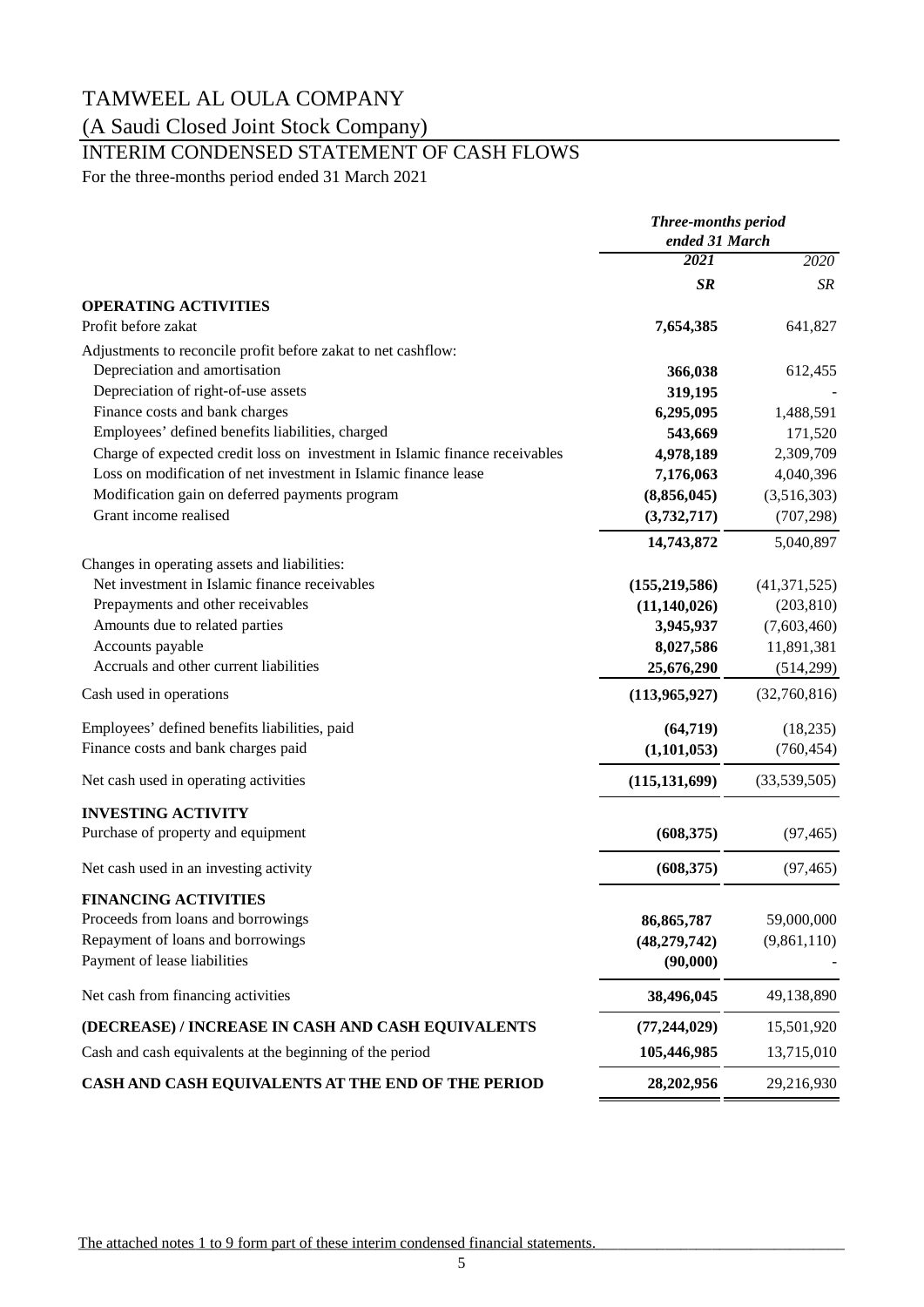# TAMWEEL AL OULA COMPANY

(A Saudi Closed Joint Stock Company)

## INTERIM CONDENSED STATEMENT OF CASH FLOWS

For the three-months period ended 31 March 2021

| | ***Three-months period ended 31 March*** | |
|---|---|---|
| | ***2021*** | *2020* |
| | ***SR*** | *SR* |
| **OPERATING ACTIVITIES** | | |
| Profit before zakat | **7,654,385** | 641,827 |
| Adjustments to reconcile profit before zakat to net cashflow: | | |
| Depreciation and amortisation | **366,038** | 612,455 |
| Depreciation of right-of-use assets | **319,195** | - |
| Finance costs and bank charges | **6,295,095** | 1,488,591 |
| Employees' defined benefits liabilities, charged | **543,669** | 171,520 |
| Charge of expected credit loss on investment in Islamic finance receivables | **4,978,189** | 2,309,709 |
| Loss on modification of net investment in Islamic finance lease | **7,176,063** | 4,040,396 |
| Modification gain on deferred payments program | **(8,856,045)** | (3,516,303) |
| Grant income realised | **(3,732,717)** | (707,298) |
| | **14,743,872** | 5,040,897 |
| Changes in operating assets and liabilities: | | |
| Net investment in Islamic finance receivables | **(155,219,586)** | (41,371,525) |
| Prepayments and other receivables | **(11,140,026)** | (203,810) |
| Amounts due to related parties | **3,945,937** | (7,603,460) |
| Accounts payable | **8,027,586** | 11,891,381 |
| Accruals and other current liabilities | **25,676,290** | (514,299) |
| Cash used in operations | **(113,965,927)** | (32,760,816) |
| Employees' defined benefits liabilities, paid | **(64,719)** | (18,235) |
| Finance costs and bank charges paid | **(1,101,053)** | (760,454) |
| Net cash used in operating activities | **(115,131,699)** | (33,539,505) |
| **INVESTING ACTIVITY** | | |
| Purchase of property and equipment | **(608,375)** | (97,465) |
| Net cash used in an investing activity | **(608,375)** | (97,465) |
| **FINANCING ACTIVITIES** | | |
| Proceeds from loans and borrowings | **86,865,787** | 59,000,000 |
| Repayment of loans and borrowings | **(48,279,742)** | (9,861,110) |
| Payment of lease liabilities | **(90,000)** | - |
| Net cash from financing activities | **38,496,045** | 49,138,890 |
| **(DECREASE) / INCREASE IN CASH AND CASH EQUIVALENTS** | **(77,244,029)** | 15,501,920 |
| Cash and cash equivalents at the beginning of the period | **105,446,985** | 13,715,010 |
| **CASH AND CASH EQUIVALENTS AT THE END OF THE PERIOD** | **28,202,956** | 29,216,930 |

The attached notes 1 to 9 form part of these interim condensed financial statements.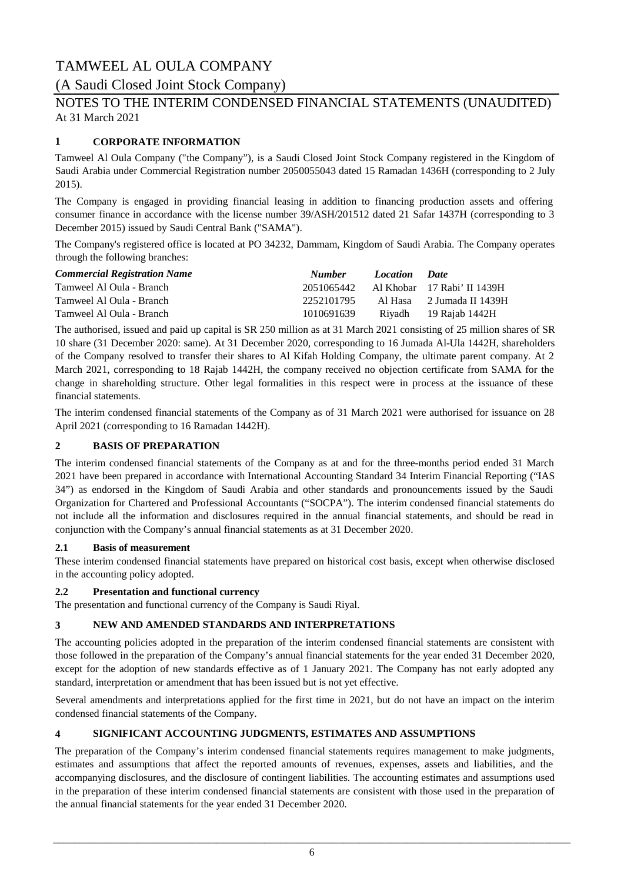# TAMWEEL AL OULA COMPANY

## (A Saudi Closed Joint Stock Company)

## NOTES TO THE INTERIM CONDENSED FINANCIAL STATEMENTS (UNAUDITED)

At 31 March 2021

### 1 CORPORATE INFORMATION

Tamweel Al Oula Company ("the Company"), is a Saudi Closed Joint Stock Company registered in the Kingdom of Saudi Arabia under Commercial Registration number 2050055043 dated 15 Ramadan 1436H (corresponding to 2 July 2015).

The Company is engaged in providing financial leasing in addition to financing production assets and offering consumer finance in accordance with the license number 39/ASH/201512 dated 21 Safar 1437H (corresponding to 3 December 2015) issued by Saudi Central Bank ("SAMA").

The Company's registered office is located at PO 34232, Dammam, Kingdom of Saudi Arabia. The Company operates through the following branches:

| *Commercial Registration Name* | *Number* | *Location* | *Date* |
|---|---|---|---|
| Tamweel Al Oula - Branch | 2051065442 | Al Khobar | 17 Rabi' II 1439H |
| Tamweel Al Oula - Branch | 2252101795 | Al Hasa | 2 Jumada II 1439H |
| Tamweel Al Oula - Branch | 1010691639 | Riyadh | 19 Rajab 1442H |

The authorised, issued and paid up capital is SR 250 million as at 31 March 2021 consisting of 25 million shares of SR 10 share (31 December 2020: same). At 31 December 2020, corresponding to 16 Jumada Al-Ula 1442H, shareholders of the Company resolved to transfer their shares to Al Kifah Holding Company, the ultimate parent company. At 2 March 2021, corresponding to 18 Rajab 1442H, the company received no objection certificate from SAMA for the change in shareholding structure. Other legal formalities in this respect were in process at the issuance of these financial statements.

The interim condensed financial statements of the Company as of 31 March 2021 were authorised for issuance on 28 April 2021 (corresponding to 16 Ramadan 1442H).

### 2 BASIS OF PREPARATION

The interim condensed financial statements of the Company as at and for the three-months period ended 31 March 2021 have been prepared in accordance with International Accounting Standard 34 Interim Financial Reporting ("IAS 34") as endorsed in the Kingdom of Saudi Arabia and other standards and pronouncements issued by the Saudi Organization for Chartered and Professional Accountants ("SOCPA"). The interim condensed financial statements do not include all the information and disclosures required in the annual financial statements, and should be read in conjunction with the Company's annual financial statements as at 31 December 2020.

#### 2.1 Basis of measurement

These interim condensed financial statements have prepared on historical cost basis, except when otherwise disclosed in the accounting policy adopted.

#### 2.2 Presentation and functional currency

The presentation and functional currency of the Company is Saudi Riyal.

### 3 NEW AND AMENDED STANDARDS AND INTERPRETATIONS

The accounting policies adopted in the preparation of the interim condensed financial statements are consistent with those followed in the preparation of the Company's annual financial statements for the year ended 31 December 2020, except for the adoption of new standards effective as of 1 January 2021. The Company has not early adopted any standard, interpretation or amendment that has been issued but is not yet effective.

Several amendments and interpretations applied for the first time in 2021, but do not have an impact on the interim condensed financial statements of the Company.

### 4 SIGNIFICANT ACCOUNTING JUDGMENTS, ESTIMATES AND ASSUMPTIONS

The preparation of the Company's interim condensed financial statements requires management to make judgments, estimates and assumptions that affect the reported amounts of revenues, expenses, assets and liabilities, and the accompanying disclosures, and the disclosure of contingent liabilities. The accounting estimates and assumptions used in the preparation of these interim condensed financial statements are consistent with those used in the preparation of the annual financial statements for the year ended 31 December 2020.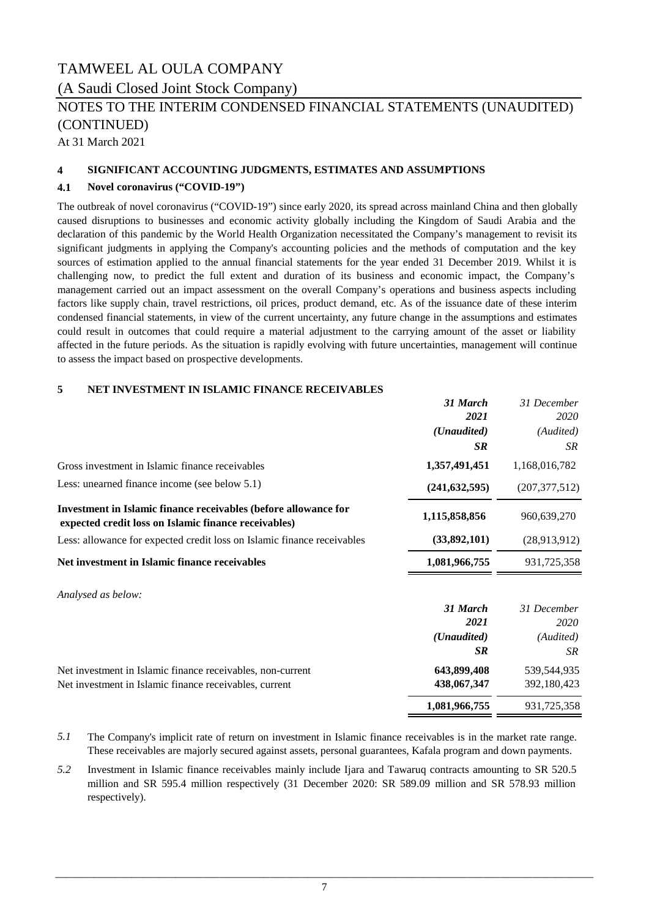# TAMWEEL AL OULA COMPANY

(A Saudi Closed Joint Stock Company)

NOTES TO THE INTERIM CONDENSED FINANCIAL STATEMENTS (UNAUDITED) (CONTINUED)

At 31 March 2021

## 4 SIGNIFICANT ACCOUNTING JUDGMENTS, ESTIMATES AND ASSUMPTIONS

### 4.1 Novel coronavirus ("COVID-19")

The outbreak of novel coronavirus ("COVID-19") since early 2020, its spread across mainland China and then globally caused disruptions to businesses and economic activity globally including the Kingdom of Saudi Arabia and the declaration of this pandemic by the World Health Organization necessitated the Company's management to revisit its significant judgments in applying the Company's accounting policies and the methods of computation and the key sources of estimation applied to the annual financial statements for the year ended 31 December 2019. Whilst it is challenging now, to predict the full extent and duration of its business and economic impact, the Company's management carried out an impact assessment on the overall Company's operations and business aspects including factors like supply chain, travel restrictions, oil prices, product demand, etc. As of the issuance date of these interim condensed financial statements, in view of the current uncertainty, any future change in the assumptions and estimates could result in outcomes that could require a material adjustment to the carrying amount of the asset or liability affected in the future periods. As the situation is rapidly evolving with future uncertainties, management will continue to assess the impact based on prospective developments.

## 5 NET INVESTMENT IN ISLAMIC FINANCE RECEIVABLES

| | ***31 March 2021*** | *31 December 2020* |
|---|---|---|
| | ***(Unaudited)*** | *(Audited)* |
| | ***SR*** | *SR* |
| Gross investment in Islamic finance receivables | **1,357,491,451** | 1,168,016,782 |
| Less: unearned finance income (see below 5.1) | **(241,632,595)** | (207,377,512) |
| **Investment in Islamic finance receivables (before allowance for expected credit loss on Islamic finance receivables)** | **1,115,858,856** | 960,639,270 |
| Less: allowance for expected credit loss on Islamic finance receivables | **(33,892,101)** | (28,913,912) |
| **Net investment in Islamic finance receivables** | **1,081,966,755** | 931,725,358 |

*Analysed as below:*

| | ***31 March 2021*** | *31 December 2020* |
|---|---|---|
| | ***(Unaudited)*** | *(Audited)* |
| | ***SR*** | *SR* |
| Net investment in Islamic finance receivables, non-current | **643,899,408** | 539,544,935 |
| Net investment in Islamic finance receivables, current | **438,067,347** | 392,180,423 |
| | **1,081,966,755** | 931,725,358 |

*5.1* The Company's implicit rate of return on investment in Islamic finance receivables is in the market rate range. These receivables are majorly secured against assets, personal guarantees, Kafala program and down payments.

*5.2* Investment in Islamic finance receivables mainly include Ijara and Tawaruq contracts amounting to SR 520.5 million and SR 595.4 million respectively (31 December 2020: SR 589.09 million and SR 578.93 million respectively).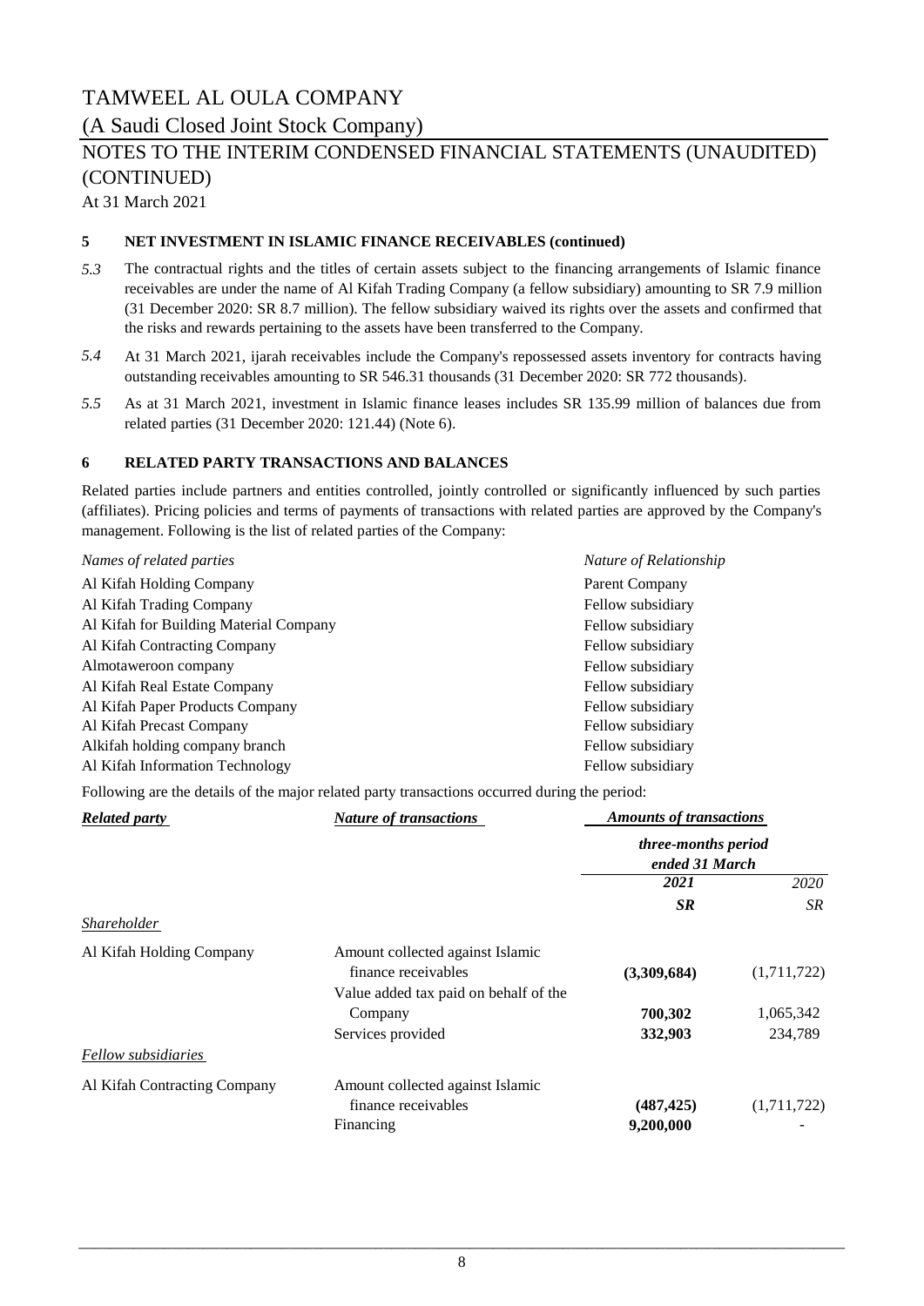# TAMWEEL AL OULA COMPANY

(A Saudi Closed Joint Stock Company)

NOTES TO THE INTERIM CONDENSED FINANCIAL STATEMENTS (UNAUDITED) (CONTINUED)

At 31 March 2021

## 5 NET INVESTMENT IN ISLAMIC FINANCE RECEIVABLES (continued)

*5.3* The contractual rights and the titles of certain assets subject to the financing arrangements of Islamic finance receivables are under the name of Al Kifah Trading Company (a fellow subsidiary) amounting to SR 7.9 million (31 December 2020: SR 8.7 million). The fellow subsidiary waived its rights over the assets and confirmed that the risks and rewards pertaining to the assets have been transferred to the Company.

*5.4* At 31 March 2021, ijarah receivables include the Company's repossessed assets inventory for contracts having outstanding receivables amounting to SR 546.31 thousands (31 December 2020: SR 772 thousands).

*5.5* As at 31 March 2021, investment in Islamic finance leases includes SR 135.99 million of balances due from related parties (31 December 2020: 121.44) (Note 6).

## 6 RELATED PARTY TRANSACTIONS AND BALANCES

Related parties include partners and entities controlled, jointly controlled or significantly influenced by such parties (affiliates). Pricing policies and terms of payments of transactions with related parties are approved by the Company's management. Following is the list of related parties of the Company:

| *Names of related parties* | *Nature of Relationship* |
|---|---|
| Al Kifah Holding Company | Parent Company |
| Al Kifah Trading Company | Fellow subsidiary |
| Al Kifah for Building Material Company | Fellow subsidiary |
| Al Kifah Contracting Company | Fellow subsidiary |
| Almotaweroon company | Fellow subsidiary |
| Al Kifah Real Estate Company | Fellow subsidiary |
| Al Kifah Paper Products Company | Fellow subsidiary |
| Al Kifah Precast Company | Fellow subsidiary |
| Alkifah holding company branch | Fellow subsidiary |
| Al Kifah Information Technology | Fellow subsidiary |

Following are the details of the major related party transactions occurred during the period:

| ***Related party*** | ***Nature of transactions*** | ***Amounts of transactions*** | |
|---|---|---|---|
| | | ***three-months period ended 31 March*** | |
| | | ***2021*** | *2020* |
| | | ***SR*** | *SR* |
| *Shareholder* | | | |
| Al Kifah Holding Company | Amount collected against Islamic finance receivables | **(3,309,684)** | (1,711,722) |
| | Value added tax paid on behalf of the Company | **700,302** | 1,065,342 |
| | Services provided | **332,903** | 234,789 |
| *Fellow subsidiaries* | | | |
| Al Kifah Contracting Company | Amount collected against Islamic finance receivables | **(487,425)** | (1,711,722) |
| | Financing | **9,200,000** | - |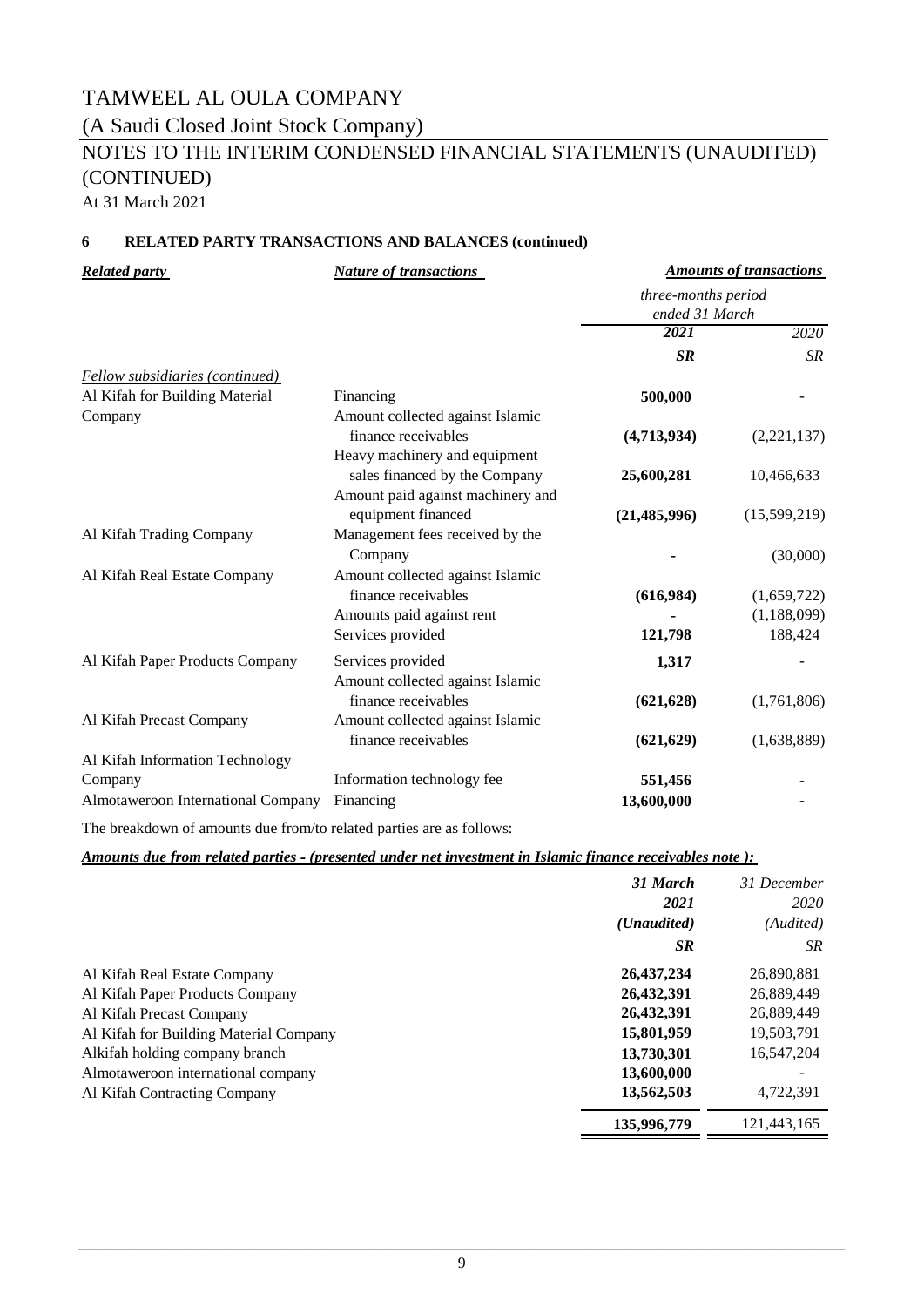TAMWEEL AL OULA COMPANY

(A Saudi Closed Joint Stock Company)

NOTES TO THE INTERIM CONDENSED FINANCIAL STATEMENTS (UNAUDITED) (CONTINUED)

At 31 March 2021

## 6 RELATED PARTY TRANSACTIONS AND BALANCES (continued)

| *Related party* | *Nature of transactions* | *Amounts of transactions* | |
|---|---|---|---|
| | | *three-months period ended 31 March* | |
| | | ***2021*** | *2020* |
| | | ***SR*** | *SR* |
| *Fellow subsidiaries (continued)* | | | |
| Al Kifah for Building Material Company | Financing | **500,000** | - |
| | Amount collected against Islamic finance receivables | **(4,713,934)** | (2,221,137) |
| | Heavy machinery and equipment sales financed by the Company | **25,600,281** | 10,466,633 |
| | Amount paid against machinery and equipment financed | **(21,485,996)** | (15,599,219) |
| Al Kifah Trading Company | Management fees received by the Company | **-** | (30,000) |
| Al Kifah Real Estate Company | Amount collected against Islamic finance receivables | **(616,984)** | (1,659,722) |
| | Amounts paid against rent | **-** | (1,188,099) |
| | Services provided | **121,798** | 188,424 |
| Al Kifah Paper Products Company | Services provided | **1,317** | - |
| | Amount collected against Islamic finance receivables | **(621,628)** | (1,761,806) |
| Al Kifah Precast Company | Amount collected against Islamic finance receivables | **(621,629)** | (1,638,889) |
| Al Kifah Information Technology Company | Information technology fee | **551,456** | - |
| Almotaweroon International Company | Financing | **13,600,000** | - |

The breakdown of amounts due from/to related parties are as follows:

***Amounts due from related parties - (presented under net investment in Islamic finance receivables note ):***

| | ***31 March 2021 (Unaudited)*** | *31 December 2020 (Audited)* |
|---|---|---|
| | ***SR*** | *SR* |
| Al Kifah Real Estate Company | **26,437,234** | 26,890,881 |
| Al Kifah Paper Products Company | **26,432,391** | 26,889,449 |
| Al Kifah Precast Company | **26,432,391** | 26,889,449 |
| Al Kifah for Building Material Company | **15,801,959** | 19,503,791 |
| Alkifah holding company branch | **13,730,301** | 16,547,204 |
| Almotaweroon international company | **13,600,000** | - |
| Al Kifah Contracting Company | **13,562,503** | 4,722,391 |
| | **135,996,779** | 121,443,165 |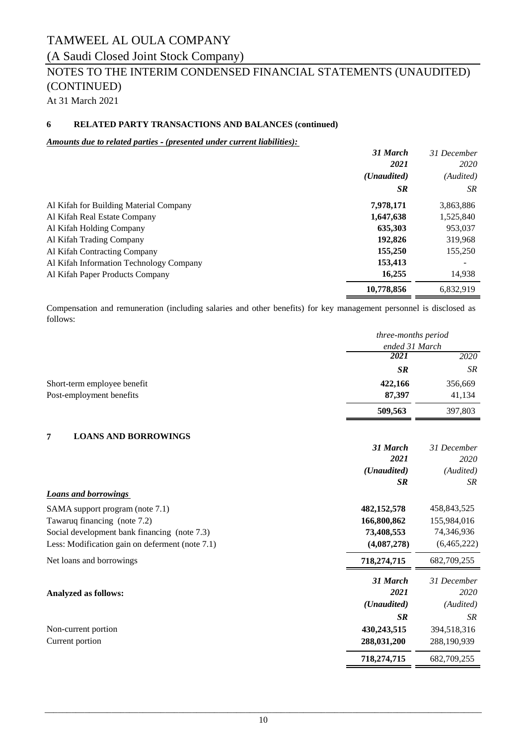# TAMWEEL AL OULA COMPANY

(A Saudi Closed Joint Stock Company)

## NOTES TO THE INTERIM CONDENSED FINANCIAL STATEMENTS (UNAUDITED) (CONTINUED)

At 31 March 2021

### 6 RELATED PARTY TRANSACTIONS AND BALANCES (continued)

***Amounts due to related parties - (presented under current liabilities):***

| | 31 March 2021 (Unaudited) SR | 31 December 2020 (Audited) SR |
|---|---|---|
| Al Kifah for Building Material Company | **7,978,171** | 3,863,886 |
| Al Kifah Real Estate Company | **1,647,638** | 1,525,840 |
| Al Kifah Holding Company | **635,303** | 953,037 |
| Al Kifah Trading Company | **192,826** | 319,968 |
| Al Kifah Contracting Company | **155,250** | 155,250 |
| Al Kifah Information Technology Company | **153,413** | - |
| Al Kifah Paper Products Company | **16,255** | 14,938 |
| | **10,778,856** | 6,832,919 |

Compensation and remuneration (including salaries and other benefits) for key management personnel is disclosed as follows:

| | *three-months period ended 31 March* | |
|---|---|---|
| | 2021 SR | 2020 SR |
| Short-term employee benefit | **422,166** | 356,669 |
| Post-employment benefits | **87,397** | 41,134 |
| | **509,563** | 397,803 |

### 7 LOANS AND BORROWINGS

| | 31 March 2021 (Unaudited) SR | 31 December 2020 (Audited) SR |
|---|---|---|
| ***Loans and borrowings*** | | |
| SAMA support program (note 7.1) | **482,152,578** | 458,843,525 |
| Tawaruq financing (note 7.2) | **166,800,862** | 155,984,016 |
| Social development bank financing (note 7.3) | **73,408,553** | 74,346,936 |
| Less: Modification gain on deferment (note 7.1) | **(4,087,278)** | (6,465,222) |
| Net loans and borrowings | **718,274,715** | 682,709,255 |

| **Analyzed as follows:** | 31 March 2021 (Unaudited) SR | 31 December 2020 (Audited) SR |
|---|---|---|
| Non-current portion | **430,243,515** | 394,518,316 |
| Current portion | **288,031,200** | 288,190,939 |
| | **718,274,715** | 682,709,255 |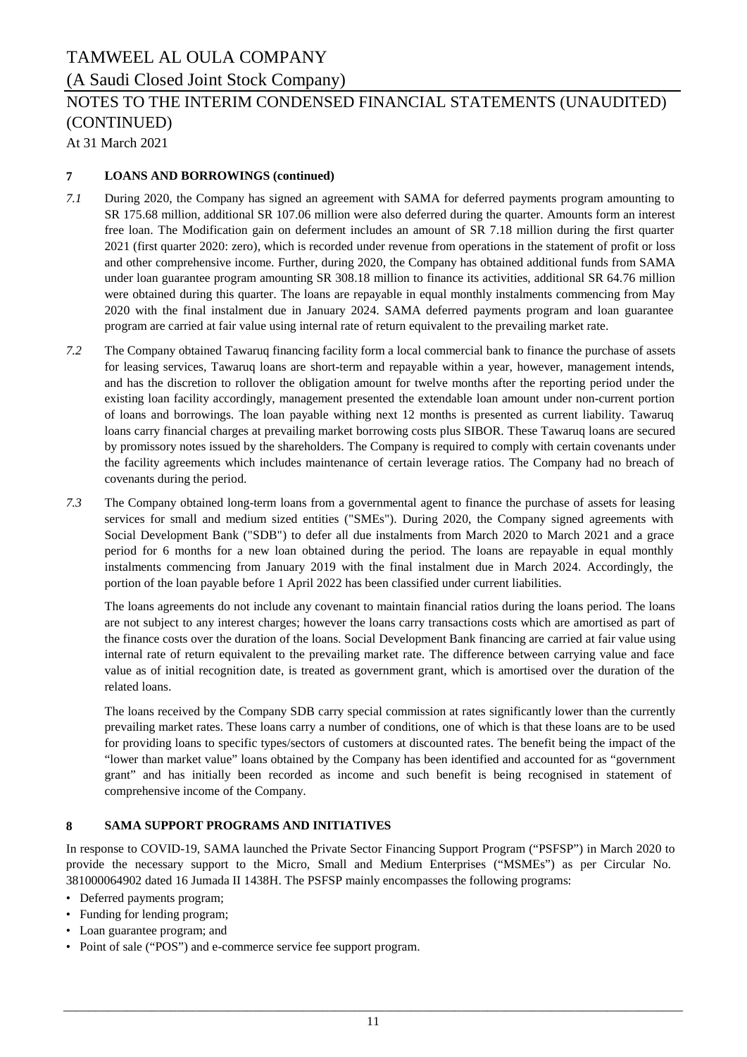## 7 LOANS AND BORROWINGS (continued)

*7.1* During 2020, the Company has signed an agreement with SAMA for deferred payments program amounting to SR 175.68 million, additional SR 107.06 million were also deferred during the quarter. Amounts form an interest free loan. The Modification gain on deferment includes an amount of SR 7.18 million during the first quarter 2021 (first quarter 2020: zero), which is recorded under revenue from operations in the statement of profit or loss and other comprehensive income. Further, during 2020, the Company has obtained additional funds from SAMA under loan guarantee program amounting SR 308.18 million to finance its activities, additional SR 64.76 million were obtained during this quarter. The loans are repayable in equal monthly instalments commencing from May 2020 with the final instalment due in January 2024. SAMA deferred payments program and loan guarantee program are carried at fair value using internal rate of return equivalent to the prevailing market rate.

*7.2* The Company obtained Tawaruq financing facility form a local commercial bank to finance the purchase of assets for leasing services, Tawaruq loans are short-term and repayable within a year, however, management intends, and has the discretion to rollover the obligation amount for twelve months after the reporting period under the existing loan facility accordingly, management presented the extendable loan amount under non-current portion of loans and borrowings. The loan payable withing next 12 months is presented as current liability. Tawaruq loans carry financial charges at prevailing market borrowing costs plus SIBOR. These Tawaruq loans are secured by promissory notes issued by the shareholders. The Company is required to comply with certain covenants under the facility agreements which includes maintenance of certain leverage ratios. The Company had no breach of covenants during the period.

*7.3* The Company obtained long-term loans from a governmental agent to finance the purchase of assets for leasing services for small and medium sized entities ("SMEs"). During 2020, the Company signed agreements with Social Development Bank ("SDB") to defer all due instalments from March 2020 to March 2021 and a grace period for 6 months for a new loan obtained during the period. The loans are repayable in equal monthly instalments commencing from January 2019 with the final instalment due in March 2024. Accordingly, the portion of the loan payable before 1 April 2022 has been classified under current liabilities.

The loans agreements do not include any covenant to maintain financial ratios during the loans period. The loans are not subject to any interest charges; however the loans carry transactions costs which are amortised as part of the finance costs over the duration of the loans. Social Development Bank financing are carried at fair value using internal rate of return equivalent to the prevailing market rate. The difference between carrying value and face value as of initial recognition date, is treated as government grant, which is amortised over the duration of the related loans.

The loans received by the Company SDB carry special commission at rates significantly lower than the currently prevailing market rates. These loans carry a number of conditions, one of which is that these loans are to be used for providing loans to specific types/sectors of customers at discounted rates. The benefit being the impact of the "lower than market value" loans obtained by the Company has been identified and accounted for as "government grant" and has initially been recorded as income and such benefit is being recognised in statement of comprehensive income of the Company.

## 8 SAMA SUPPORT PROGRAMS AND INITIATIVES

In response to COVID-19, SAMA launched the Private Sector Financing Support Program ("PSFSP") in March 2020 to provide the necessary support to the Micro, Small and Medium Enterprises ("MSMEs") as per Circular No. 381000064902 dated 16 Jumada II 1438H. The PSFSP mainly encompasses the following programs:

- Deferred payments program;
- Funding for lending program;
- Loan guarantee program; and
- Point of sale ("POS") and e-commerce service fee support program.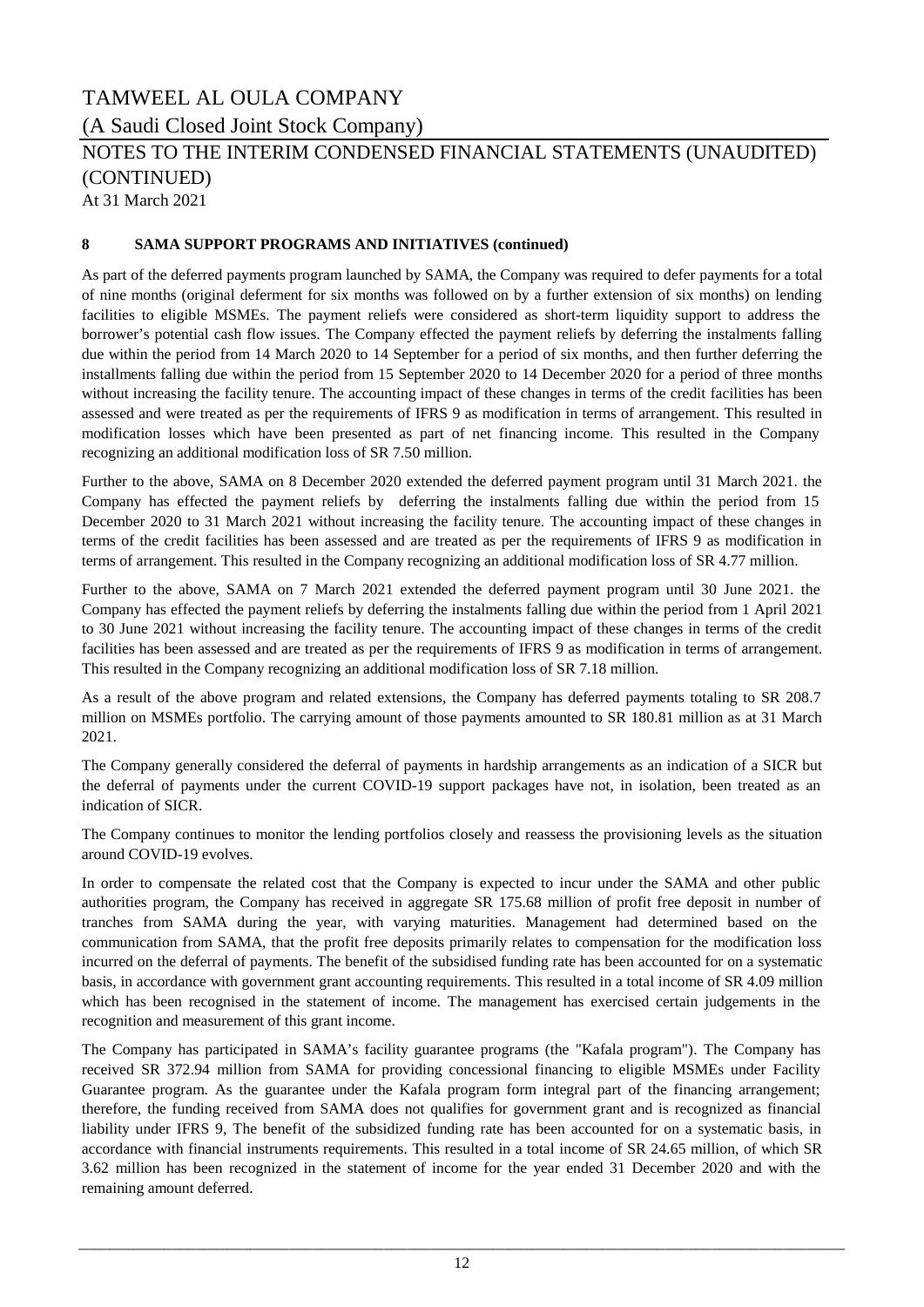# TAMWEEL AL OULA COMPANY

(A Saudi Closed Joint Stock Company)

NOTES TO THE INTERIM CONDENSED FINANCIAL STATEMENTS (UNAUDITED) (CONTINUED)

At 31 March 2021

## 8 SAMA SUPPORT PROGRAMS AND INITIATIVES (continued)

As part of the deferred payments program launched by SAMA, the Company was required to defer payments for a total of nine months (original deferment for six months was followed on by a further extension of six months) on lending facilities to eligible MSMEs. The payment reliefs were considered as short-term liquidity support to address the borrower's potential cash flow issues. The Company effected the payment reliefs by deferring the instalments falling due within the period from 14 March 2020 to 14 September for a period of six months, and then further deferring the installments falling due within the period from 15 September 2020 to 14 December 2020 for a period of three months without increasing the facility tenure. The accounting impact of these changes in terms of the credit facilities has been assessed and were treated as per the requirements of IFRS 9 as modification in terms of arrangement. This resulted in modification losses which have been presented as part of net financing income. This resulted in the Company recognizing an additional modification loss of SR 7.50 million.

Further to the above, SAMA on 8 December 2020 extended the deferred payment program until 31 March 2021. the Company has effected the payment reliefs by deferring the instalments falling due within the period from 15 December 2020 to 31 March 2021 without increasing the facility tenure. The accounting impact of these changes in terms of the credit facilities has been assessed and are treated as per the requirements of IFRS 9 as modification in terms of arrangement. This resulted in the Company recognizing an additional modification loss of SR 4.77 million.

Further to the above, SAMA on 7 March 2021 extended the deferred payment program until 30 June 2021. the Company has effected the payment reliefs by deferring the instalments falling due within the period from 1 April 2021 to 30 June 2021 without increasing the facility tenure. The accounting impact of these changes in terms of the credit facilities has been assessed and are treated as per the requirements of IFRS 9 as modification in terms of arrangement. This resulted in the Company recognizing an additional modification loss of SR 7.18 million.

As a result of the above program and related extensions, the Company has deferred payments totaling to SR 208.7 million on MSMEs portfolio. The carrying amount of those payments amounted to SR 180.81 million as at 31 March 2021.

The Company generally considered the deferral of payments in hardship arrangements as an indication of a SICR but the deferral of payments under the current COVID-19 support packages have not, in isolation, been treated as an indication of SICR.

The Company continues to monitor the lending portfolios closely and reassess the provisioning levels as the situation around COVID-19 evolves.

In order to compensate the related cost that the Company is expected to incur under the SAMA and other public authorities program, the Company has received in aggregate SR 175.68 million of profit free deposit in number of tranches from SAMA during the year, with varying maturities. Management had determined based on the communication from SAMA, that the profit free deposits primarily relates to compensation for the modification loss incurred on the deferral of payments. The benefit of the subsidised funding rate has been accounted for on a systematic basis, in accordance with government grant accounting requirements. This resulted in a total income of SR 4.09 million which has been recognised in the statement of income. The management has exercised certain judgements in the recognition and measurement of this grant income.

The Company has participated in SAMA's facility guarantee programs (the "Kafala program"). The Company has received SR 372.94 million from SAMA for providing concessional financing to eligible MSMEs under Facility Guarantee program. As the guarantee under the Kafala program form integral part of the financing arrangement; therefore, the funding received from SAMA does not qualifies for government grant and is recognized as financial liability under IFRS 9, The benefit of the subsidized funding rate has been accounted for on a systematic basis, in accordance with financial instruments requirements. This resulted in a total income of SR 24.65 million, of which SR 3.62 million has been recognized in the statement of income for the year ended 31 December 2020 and with the remaining amount deferred.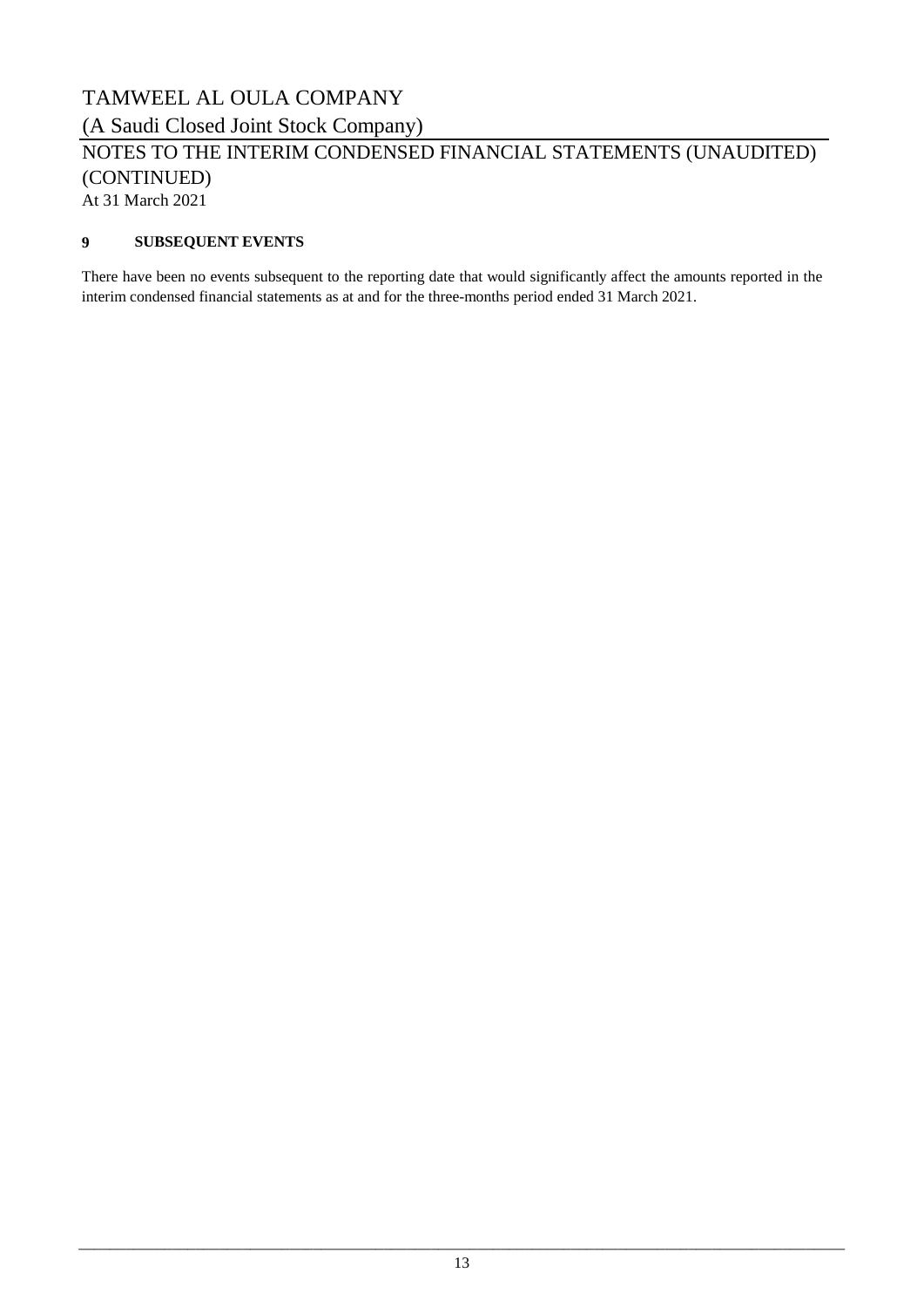## 9 SUBSEQUENT EVENTS

There have been no events subsequent to the reporting date that would significantly affect the amounts reported in the interim condensed financial statements as at and for the three-months period ended 31 March 2021.